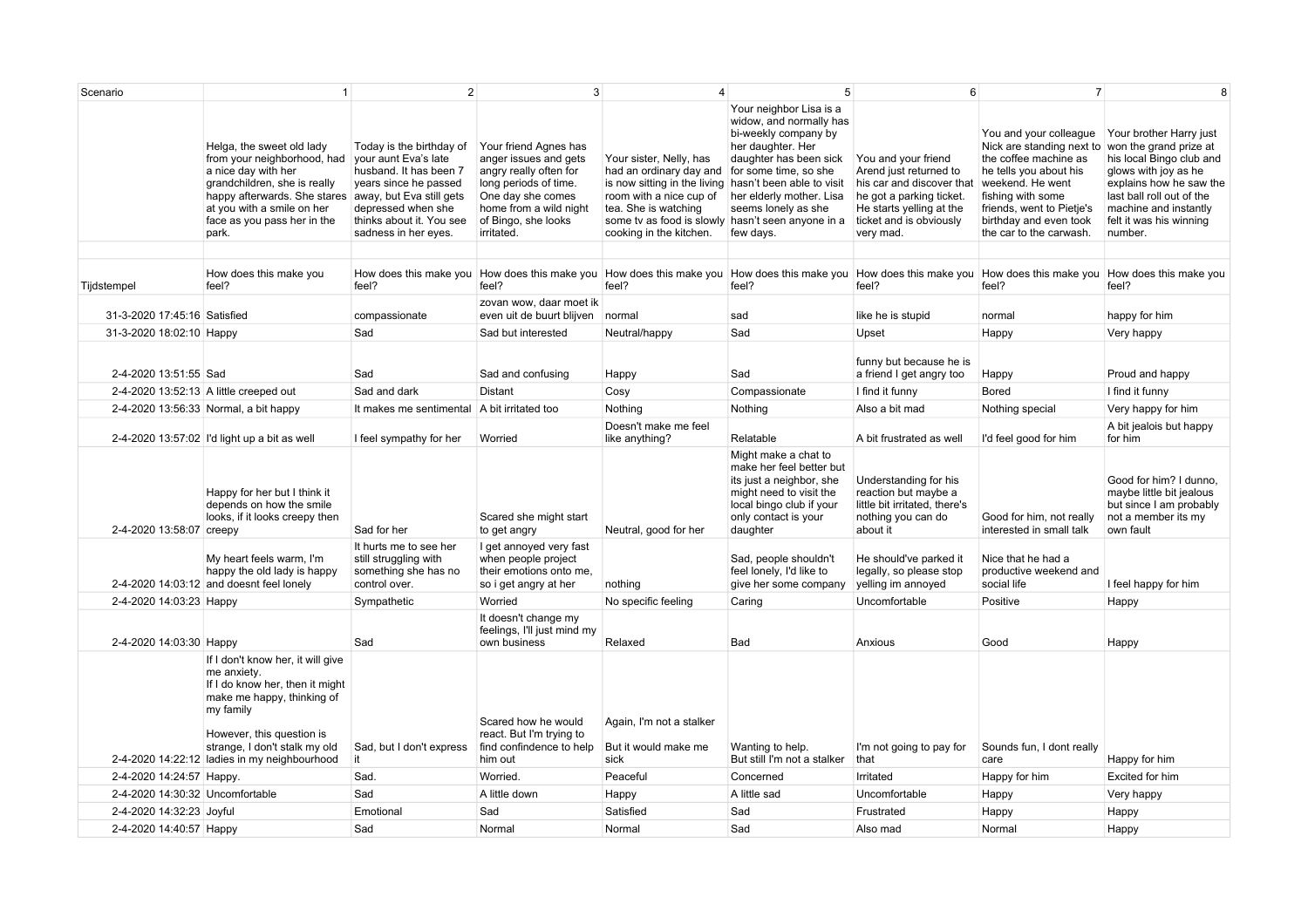| Scenario | 1 | 2 | 3 | 4 | 5 | 6 | 7 | 8 |
|---|---|---|---|---|---|---|---|---|
| | Helga, the sweet old lady from your neighborhood, had a nice day with her grandchildren, she is really happy afterwards. She stares at you with a smile on her face as you pass her in the park. | Today is the birthday of your aunt Eva's late husband. It has been 7 years since he passed away, but Eva still gets depressed when she thinks about it. You see sadness in her eyes. | Your friend Agnes has anger issues and gets angry really often for long periods of time. One day she comes home from a wild night of Bingo, she looks irritated. | Your sister, Nelly, has had an ordinary day and is now sitting in the living room with a nice cup of tea. She is watching some tv as food is slowly cooking in the kitchen. | Your neighbor Lisa is a widow, and normally has bi-weekly company by her daughter. Her daughter has been sick for some time, so she hasn't been able to visit her elderly mother. Lisa seems lonely as she hasn't seen anyone in a few days. | You and your friend Arend just returned to his car and discover that he got a parking ticket. He starts yelling at the ticket and is obviously very mad. | You and your colleague Nick are standing next to the coffee machine as he tells you about his weekend. He went fishing with some friends, went to Pietje's birthday and even took the car to the carwash. | Your brother Harry just won the grand prize at his local Bingo club and glows with joy as he explains how he saw the last ball roll out of the machine and instantly felt it was his winning number. |
| | | | | | | | | |
| Tijdstempel | How does this make you feel? | How does this make you feel? | How does this make you feel? | How does this make you feel? | How does this make you feel? | How does this make you feel? | How does this make you feel? | How does this make you feel? |
| 31-3-2020 17:45:16 | Satisfied | compassionate | zovan wow, daar moet ik even uit de buurt blijven | normal | sad | like he is stupid | normal | happy for him |
| 31-3-2020 18:02:10 | Happy | Sad | Sad but interested | Neutral/happy | Sad | Upset | Happy | Very happy |
| 2-4-2020 13:51:55 | Sad | Sad | Sad and confusing | Happy | Sad | funny but because he is a friend I get angry too | Happy | Proud and happy |
| 2-4-2020 13:52:13 | A little creeped out | Sad and dark | Distant | Cosy | Compassionate | I find it funny | Bored | I find it funny |
| 2-4-2020 13:56:33 | Normal, a bit happy | It makes me sentimental | A bit irritated too | Nothing | Nothing | Also a bit mad | Nothing special | Very happy for him |
| 2-4-2020 13:57:02 | I'd light up a bit as well | I feel sympathy for her | Worried | Doesn't make me feel like anything? | Relatable | A bit frustrated as well | I'd feel good for him | A bit jealois but happy for him |
| 2-4-2020 13:58:07 | Happy for her but I think it depends on how the smile looks, if it looks creepy then creepy | Sad for her | Scared she might start to get angry | Neutral, good for her | Might make a chat to make her feel better but its just a neighbor, she might need to visit the local bingo club if your only contact is your daughter | Understanding for his reaction but maybe a little bit irritated, there's nothing you can do about it | Good for him, not really interested in small talk | Good for him? I dunno, maybe little bit jealous but since I am probably not a member its my own fault |
| 2-4-2020 14:03:12 | My heart feels warm, I'm happy the old lady is happy and doesnt feel lonely | It hurts me to see her still struggling with something she has no control over. | I get annoyed very fast when people project their emotions onto me, so i get angry at her | nothing | Sad, people shouldn't feel lonely, I'd like to give her some company | He should've parked it legally, so please stop yelling im annoyed | Nice that he had a productive weekend and social life | I feel happy for him |
| 2-4-2020 14:03:23 | Happy | Sympathetic | Worried | No specific feeling | Caring | Uncomfortable | Positive | Happy |
| 2-4-2020 14:03:30 | Happy | Sad | It doesn't change my feelings, I'll just mind my own business | Relaxed | Bad | Anxious | Good | Happy |
| 2-4-2020 14:22:12 | If I don't know her, it will give me anxiety. If I do know her, then it might make me happy, thinking of my family However, this question is strange, I don't stalk my old ladies in my neighbourhood | Sad, but I don't express it | Scared how he would react. But I'm trying to find confindence to help him out | Again, I'm not a stalker But it would make me sick | Wanting to help. But still I'm not a stalker | I'm not going to pay for that | Sounds fun, I dont really care | Happy for him |
| 2-4-2020 14:24:57 | Happy. | Sad. | Worried. | Peaceful | Concerned | Irritated | Happy for him | Excited for him |
| 2-4-2020 14:30:32 | Uncomfortable | Sad | A little down | Happy | A little sad | Uncomfortable | Happy | Very happy |
| 2-4-2020 14:32:23 | Joyful | Emotional | Sad | Satisfied | Sad | Frustrated | Happy | Happy |
| 2-4-2020 14:40:57 | Happy | Sad | Normal | Normal | Sad | Also mad | Normal | Happy |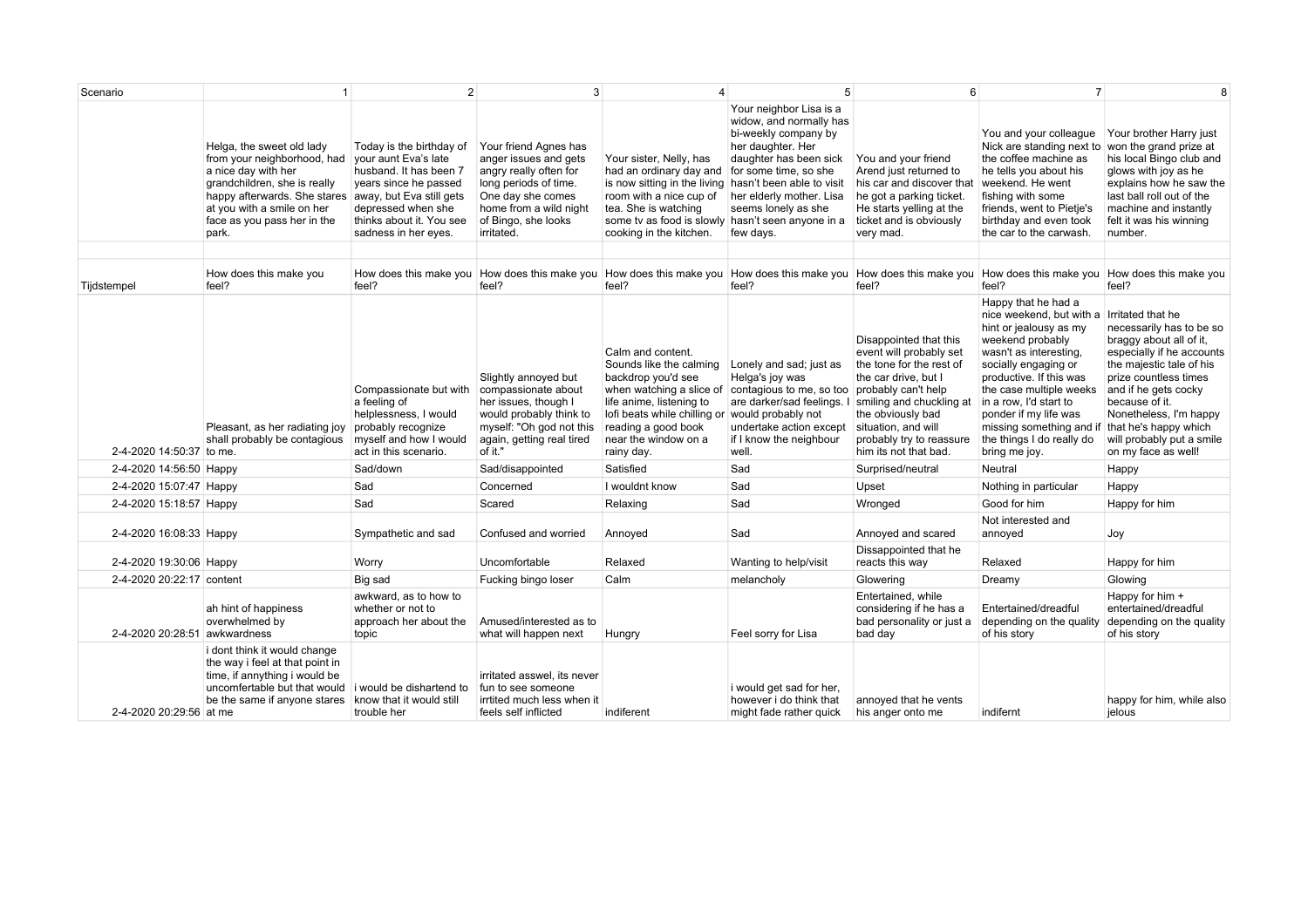| Scenario | 1 | 2 | 3 | 4 | 5 | 6 | 7 | 8 |
|---|---|---|---|---|---|---|---|---|
| | Helga, the sweet old lady from your neighborhood, had a nice day with her grandchildren, she is really happy afterwards. She stares at you with a smile on her face as you pass her in the park. | Today is the birthday of your aunt Eva's late husband. It has been 7 years since he passed away, but Eva still gets depressed when she thinks about it. You see sadness in her eyes. | Your friend Agnes has anger issues and gets angry really often for long periods of time. One day she comes home from a wild night of Bingo, she looks irritated. | Your sister, Nelly, has had an ordinary day and is now sitting in the living room with a nice cup of tea. She is watching some tv as food is slowly cooking in the kitchen. | Your neighbor Lisa is a widow, and normally has bi-weekly company by her daughter. Her daughter has been sick for some time, so she hasn't been able to visit her elderly mother. Lisa seems lonely as she hasn't seen anyone in a few days. | You and your friend Arend just returned to his car and discover that he got a parking ticket. He starts yelling at the ticket and is obviously very mad. | You and your colleague Nick are standing next to the coffee machine as he tells you about his weekend. He went fishing with some friends, went to Pietje's birthday and even took the car to the carwash. | Your brother Harry just won the grand prize at his local Bingo club and glows with joy as he explains how he saw the last ball roll out of the machine and instantly felt it was his winning number. |
| | | | | | | | | |
| Tijdstempel | How does this make you feel? | How does this make you feel? | How does this make you feel? | How does this make you feel? | How does this make you feel? | How does this make you feel? | How does this make you feel? | How does this make you feel? |
| 2-4-2020 14:50:37 | Pleasant, as her radiating joy shall probably be contagious to me. | Compassionate but with a feeling of helplessness, I would probably recognize myself and how I would act in this scenario. | Slightly annoyed but compassionate about her issues, though I would probably think to myself: "Oh god not this again, getting real tired of it." | Calm and content. Sounds like the calming backdrop you'd see when watching a slice of life anime, listening to lofi beats while chilling or reading a good book near the window on a rainy day. | Lonely and sad; just as Helga's joy was contagious to me, so too are darker/sad feelings. I would probably not undertake action except if I know the neighbour well. | Disappointed that this event will probably set the tone for the rest of the car drive, but I probably can't help smiling and chuckling at the obviously bad situation, and will probably try to reassure him its not that bad. | Happy that he had a nice weekend, but with a hint or jealousy as my weekend probably wasn't as interesting, socially engaging or productive. If this was the case multiple weeks in a row, I'd start to ponder if my life was missing something and if the things I do really do bring me joy. | Irritated that he necessarily has to be so braggy about all of it, especially if he accounts the majestic tale of his prize countless times and if he gets cocky because of it. Nonetheless, I'm happy that he's happy which will probably put a smile on my face as well! |
| 2-4-2020 14:56:50 | Happy | Sad/down | Sad/disappointed | Satisfied | Sad | Surprised/neutral | Neutral | Happy |
| 2-4-2020 15:07:47 | Happy | Sad | Concerned | I wouldnt know | Sad | Upset | Nothing in particular | Happy |
| 2-4-2020 15:18:57 | Happy | Sad | Scared | Relaxing | Sad | Wronged | Good for him | Happy for him |
| 2-4-2020 16:08:33 | Happy | Sympathetic and sad | Confused and worried | Annoyed | Sad | Annoyed and scared | Not interested and annoyed | Joy |
| 2-4-2020 19:30:06 | Happy | Worry | Uncomfortable | Relaxed | Wanting to help/visit | Dissappointed that he reacts this way | Relaxed | Happy for him |
| 2-4-2020 20:22:17 | content | Big sad | Fucking bingo loser | Calm | melancholy | Glowering | Dreamy | Glowing |
| 2-4-2020 20:28:51 | ah hint of happiness overwhelmed by awkwardness | awkward, as to how to whether or not to approach her about the topic | Amused/interested as to what will happen next | Hungry | Feel sorry for Lisa | Entertained, while considering if he has a bad personality or just a bad day | Entertained/dreadful depending on the quality of his story | Happy for him + entertained/dreadful depending on the quality of his story |
| 2-4-2020 20:29:56 | i dont think it would change the way i feel at that point in time, if annything i would be uncomfertable but that would be the same if anyone stares at me | i would be dishartend to know that it would still trouble her | irritated aswel, its never fun to see someone irrtited much less when it feels self inflicted | indiferent | i would get sad for her, however i do think that might fade rather quick | annoyed that he vents his anger onto me | indifernt | happy for him, while also jelous |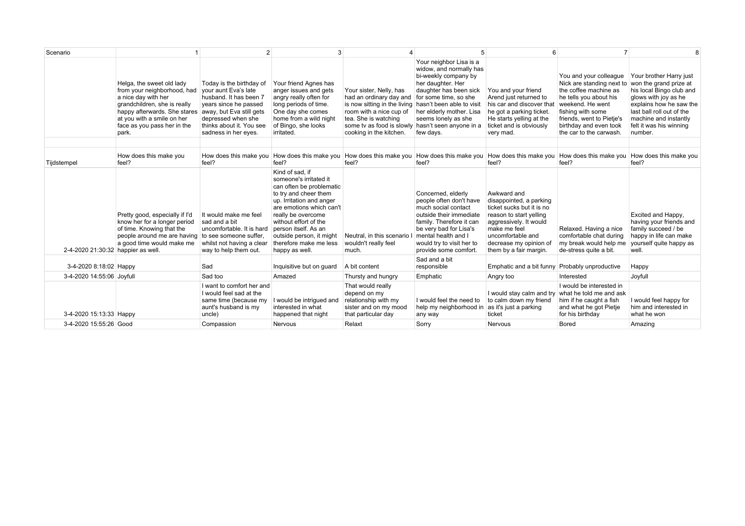| Scenario | 1 | 2 | 3 | 4 | 5 | 6 | 7 | 8 |
|---|---|---|---|---|---|---|---|---|
| | Helga, the sweet old lady from your neighborhood, had a nice day with her grandchildren, she is really happy afterwards. She stares at you with a smile on her face as you pass her in the park. | Today is the birthday of your aunt Eva's late husband. It has been 7 years since he passed away, but Eva still gets depressed when she thinks about it. You see sadness in her eyes. | Your friend Agnes has anger issues and gets angry really often for long periods of time. One day she comes home from a wild night of Bingo, she looks irritated. | Your sister, Nelly, has had an ordinary day and is now sitting in the living room with a nice cup of tea. She is watching some tv as food is slowly cooking in the kitchen. | Your neighbor Lisa is a widow, and normally has bi-weekly company by her daughter. Her daughter has been sick for some time, so she hasn't been able to visit her elderly mother. Lisa seems lonely as she hasn't seen anyone in a few days. | You and your friend Arend just returned to his car and discover that he got a parking ticket. He starts yelling at the ticket and is obviously very mad. | You and your colleague Nick are standing next to the coffee machine as he tells you about his weekend. He went fishing with some friends, went to Pietje's birthday and even took the car to the carwash. | Your brother Harry just won the grand prize at his local Bingo club and glows with joy as he explains how he saw the last ball roll out of the machine and instantly felt it was his winning number. |
| | | | | | | | | |
| Tijdstempel | How does this make you feel? | How does this make you feel? | How does this make you feel? | How does this make you feel? | How does this make you feel? | How does this make you feel? | How does this make you feel? | How does this make you feel? |
| 2-4-2020 21:30:32 | Pretty good, especially if I'd know her for a longer period of time. Knowing that the people around me are having a good time would make me happier as well. | It would make me feel sad and a bit uncomfortable. It is hard to see someone suffer, whilst not having a clear way to help them out. | Kind of sad, if someone's irritated it can often be problematic to try and cheer them up. Irritation and anger are emotions which can't really be overcome without effort of the person itself. As an outside person, it might therefore make me less happy as well. | Neutral, in this scenario I wouldn't really feel much. | Concerned, elderly people often don't have much social contact outside their immediate family. Therefore it can be very bad for Lisa's mental health and I would try to visit her to provide some comfort. | Awkward and disappointed, a parking ticket sucks but it is no reason to start yelling aggressively. It would make me feel uncomfortable and decrease my opinion of them by a fair margin. | Relaxed. Having a nice comfortable chat during my break would help me de-stress quite a bit. | Excited and Happy, having your friends and family succeed / be happy in life can make yourself quite happy as well. |
| 3-4-2020 8:18:02 | Happy | Sad | Inquisitive but on guard | A bit content | Sad and a bit responsible | Emphatic and a bit funny | Probably unproductive | Happy |
| 3-4-2020 14:55:06 | Joyfull | Sad too | Amazed | Thursty and hungry | Emphatic | Angry too | Interested | Joyfull |
| 3-4-2020 15:13:33 | Happy | I want to comfort her and I would feel sad at the same time (because my aunt's husband is my uncle) | I would be intrigued and interested in what happened that night | That would really depend on my relationship with my sister and on my mood that particular day | I would feel the need to help my neighborhood in any way | I would stay calm and try to calm down my friend as it's just a parking ticket | I would be interested in what he told me and ask him if he caught a fish and what he got Pietje for his birthday | I would feel happy for him and interested in what he won |
| 3-4-2020 15:55:26 | Good | Compassion | Nervous | Relaxt | Sorry | Nervous | Bored | Amazing |